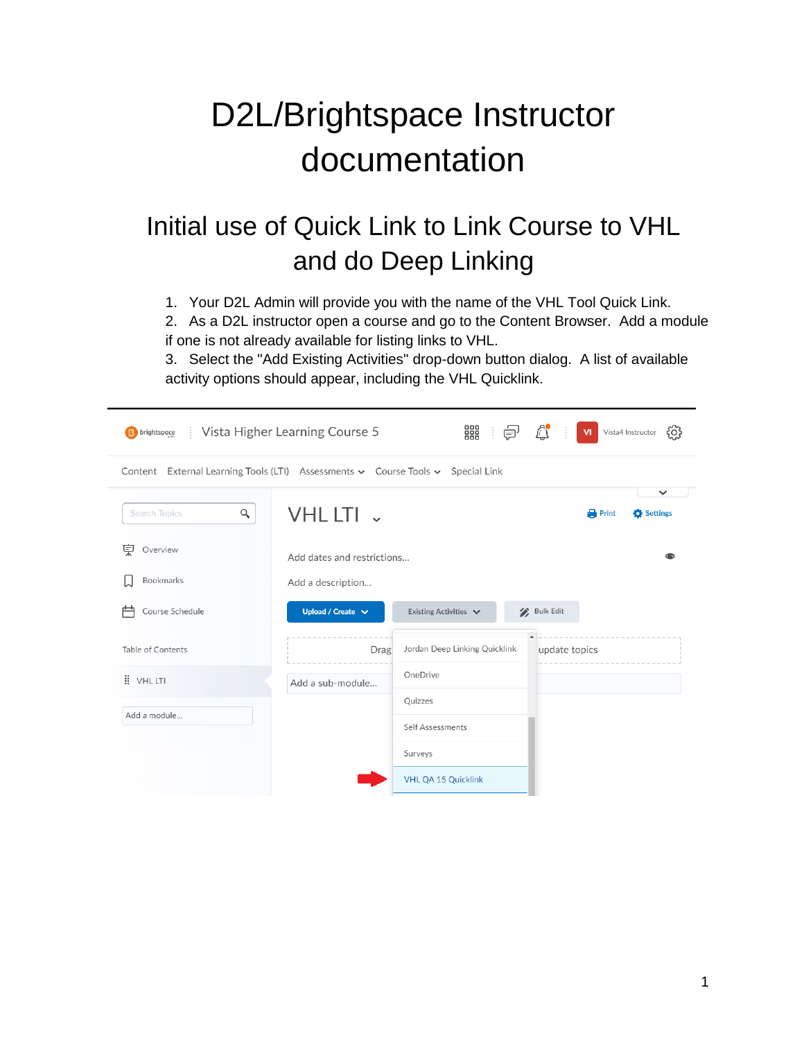# D2L/Brightspace Instructor documentation

## Initial use of Quick Link to Link Course to VHL and do Deep Linking

1. Your D2L Admin will provide you with the name of the VHL Tool Quick Link.
2. As a D2L instructor open a course and go to the Content Browser. Add a module if one is not already available for listing links to VHL.
3. Select the "Add Existing Activities" drop-down button dialog. A list of available activity options should appear, including the VHL Quicklink.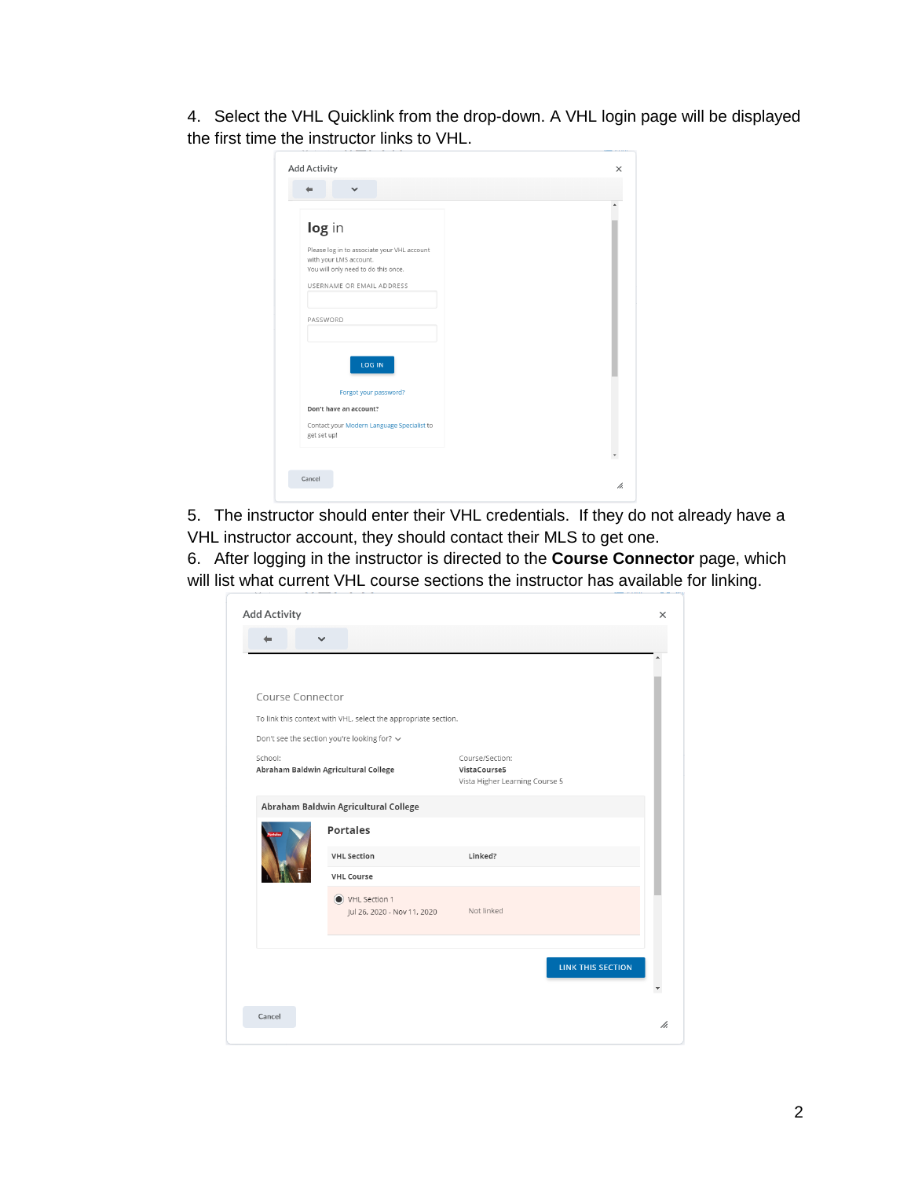4. Select the VHL Quicklink from the drop-down. A VHL login page will be displayed the first time the instructor links to VHL.

5. The instructor should enter their VHL credentials. If they do not already have a VHL instructor account, they should contact their MLS to get one.

6. After logging in the instructor is directed to the **Course Connector** page, which will list what current VHL course sections the instructor has available for linking.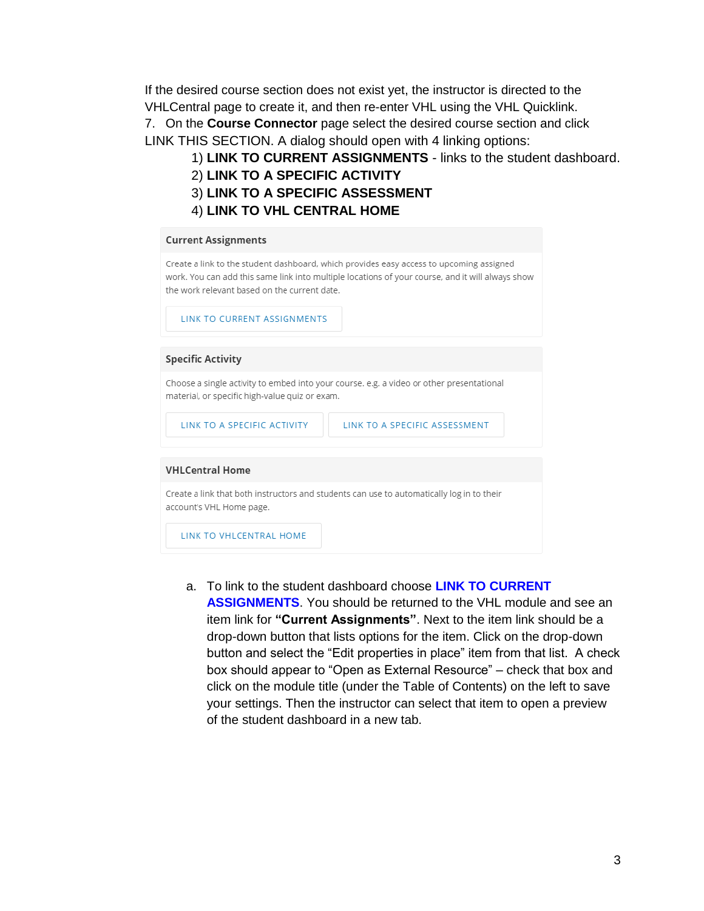If the desired course section does not exist yet, the instructor is directed to the VHLCentral page to create it, and then re-enter VHL using the VHL Quicklink.

7. On the **Course Connector** page select the desired course section and click LINK THIS SECTION. A dialog should open with 4 linking options:
   1) **LINK TO CURRENT ASSIGNMENTS** - links to the student dashboard.
   2) **LINK TO A SPECIFIC ACTIVITY**
   3) **LINK TO A SPECIFIC ASSESSMENT**
   4) **LINK TO VHL CENTRAL HOME**

**Current Assignments**

Create a link to the student dashboard, which provides easy access to upcoming assigned work. You can add this same link into multiple locations of your course, and it will always show the work relevant based on the current date.

LINK TO CURRENT ASSIGNMENTS

**Specific Activity**

Choose a single activity to embed into your course. e.g. a video or other presentational material, or specific high-value quiz or exam.

LINK TO A SPECIFIC ACTIVITY | LINK TO A SPECIFIC ASSESSMENT

**VHLCentral Home**

Create a link that both instructors and students can use to automatically log in to their account's VHL Home page.

LINK TO VHLCENTRAL HOME

a. To link to the student dashboard choose **LINK TO CURRENT ASSIGNMENTS**. You should be returned to the VHL module and see an item link for **"Current Assignments"**. Next to the item link should be a drop-down button that lists options for the item. Click on the drop-down button and select the "Edit properties in place" item from that list. A check box should appear to "Open as External Resource" – check that box and click on the module title (under the Table of Contents) on the left to save your settings. Then the instructor can select that item to open a preview of the student dashboard in a new tab.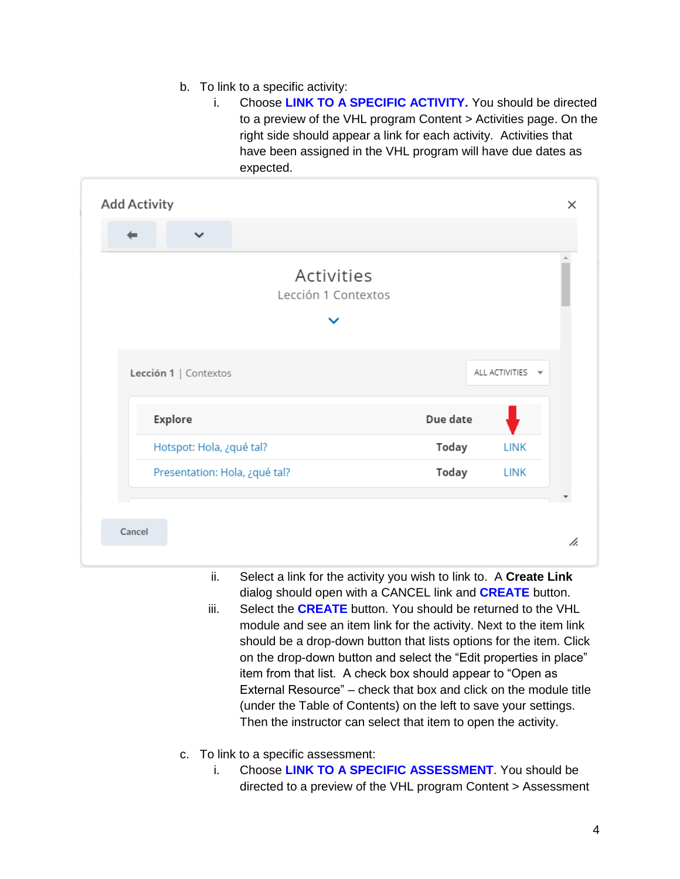b. To link to a specific activity:

   i. Choose **LINK TO A SPECIFIC ACTIVITY.** You should be directed to a preview of the VHL program Content > Activities page. On the right side should appear a link for each activity. Activities that have been assigned in the VHL program will have due dates as expected.

   ii. Select a link for the activity you wish to link to. A **Create Link** dialog should open with a CANCEL link and **CREATE** button.

   iii. Select the **CREATE** button. You should be returned to the VHL module and see an item link for the activity. Next to the item link should be a drop-down button that lists options for the item. Click on the drop-down button and select the "Edit properties in place" item from that list. A check box should appear to "Open as External Resource" – check that box and click on the module title (under the Table of Contents) on the left to save your settings. Then the instructor can select that item to open the activity.

c. To link to a specific assessment:

   i. Choose **LINK TO A SPECIFIC ASSESSMENT**. You should be directed to a preview of the VHL program Content > Assessment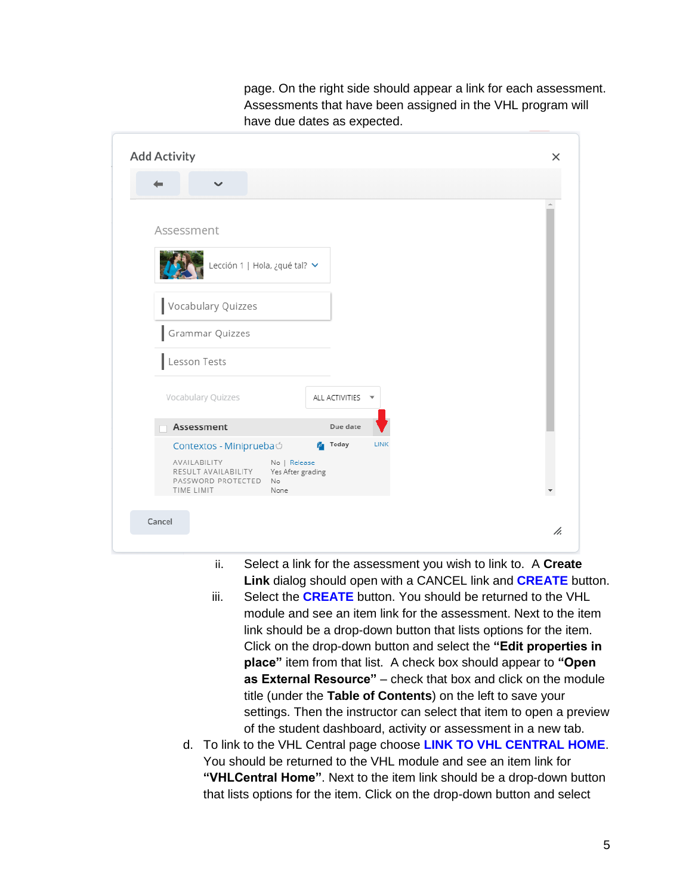page. On the right side should appear a link for each assessment. Assessments that have been assigned in the VHL program will have due dates as expected.

Add Activity

Assessment

Lección 1 | Hola, ¿qué tal?

Vocabulary Quizzes

Grammar Quizzes

Lesson Tests

Vocabulary Quizzes ALL ACTIVITIES

| Assessment | Due date | |
|---|---|---|
| Contextos - Miniprueba | Today | LINK |

AVAILABILITY No | Release
RESULT AVAILABILITY Yes After grading
PASSWORD PROTECTED No
TIME LIMIT None

Cancel

ii. Select a link for the assessment you wish to link to. A **Create Link** dialog should open with a CANCEL link and **CREATE** button.

iii. Select the **CREATE** button. You should be returned to the VHL module and see an item link for the assessment. Next to the item link should be a drop-down button that lists options for the item. Click on the drop-down button and select the **"Edit properties in place"** item from that list. A check box should appear to **"Open as External Resource"** – check that box and click on the module title (under the **Table of Contents**) on the left to save your settings. Then the instructor can select that item to open a preview of the student dashboard, activity or assessment in a new tab.

d. To link to the VHL Central page choose **LINK TO VHL CENTRAL HOME**. You should be returned to the VHL module and see an item link for **"VHLCentral Home"**. Next to the item link should be a drop-down button that lists options for the item. Click on the drop-down button and select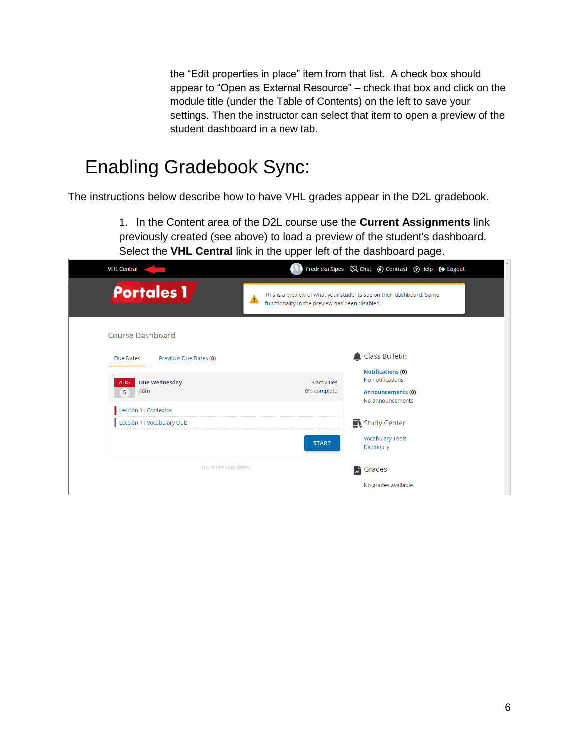the “Edit properties in place” item from that list. A check box should appear to “Open as External Resource” – check that box and click on the module title (under the Table of Contents) on the left to save your settings. Then the instructor can select that item to open a preview of the student dashboard in a new tab.

# Enabling Gradebook Sync:

The instructions below describe how to have VHL grades appear in the D2L gradebook.

1. In the Content area of the D2L course use the **Current Assignments** link previously created (see above) to load a preview of the student's dashboard. Select the **VHL Central** link in the upper left of the dashboard page.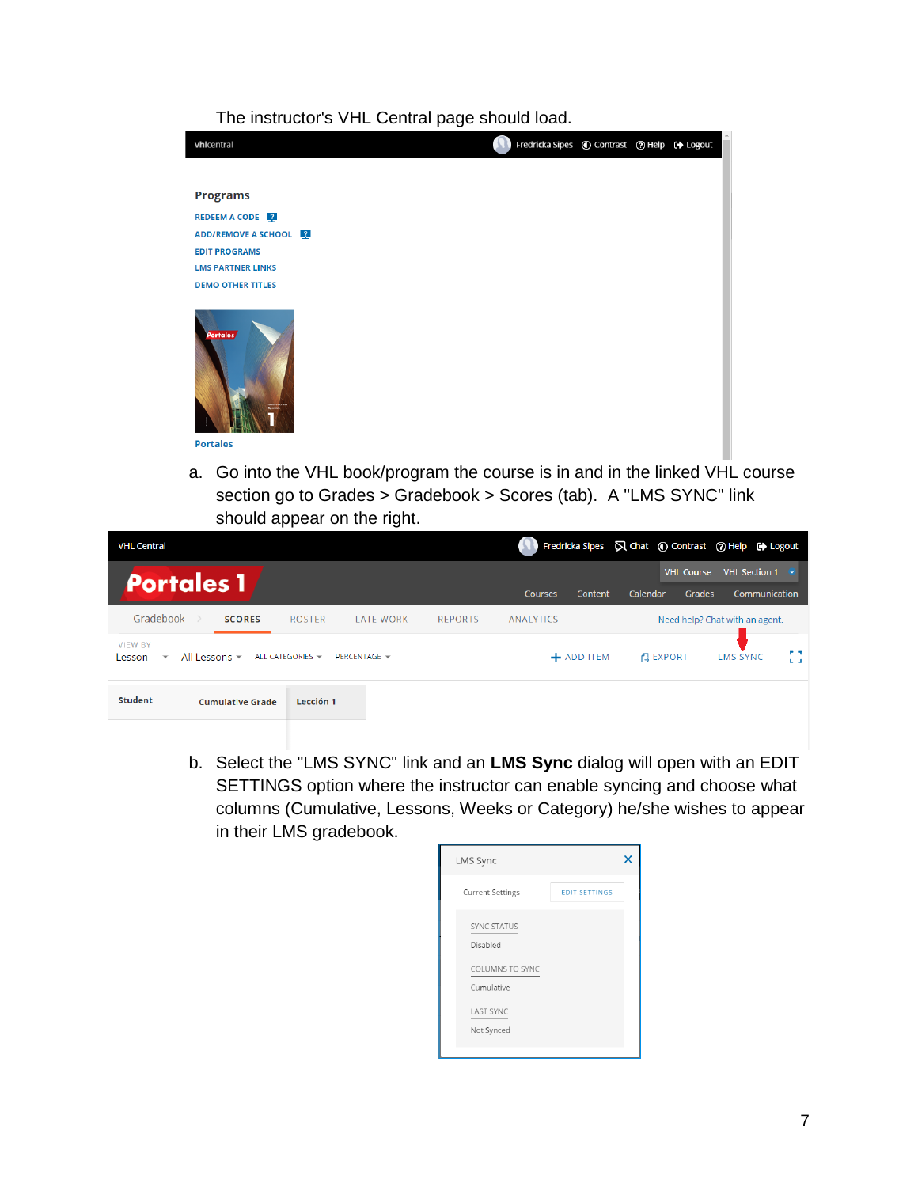The instructor's VHL Central page should load.

a. Go into the VHL book/program the course is in and in the linked VHL course section go to Grades > Gradebook > Scores (tab). A "LMS SYNC" link should appear on the right.

b. Select the "LMS SYNC" link and an **LMS Sync** dialog will open with an EDIT SETTINGS option where the instructor can enable syncing and choose what columns (Cumulative, Lessons, Weeks or Category) he/she wishes to appear in their LMS gradebook.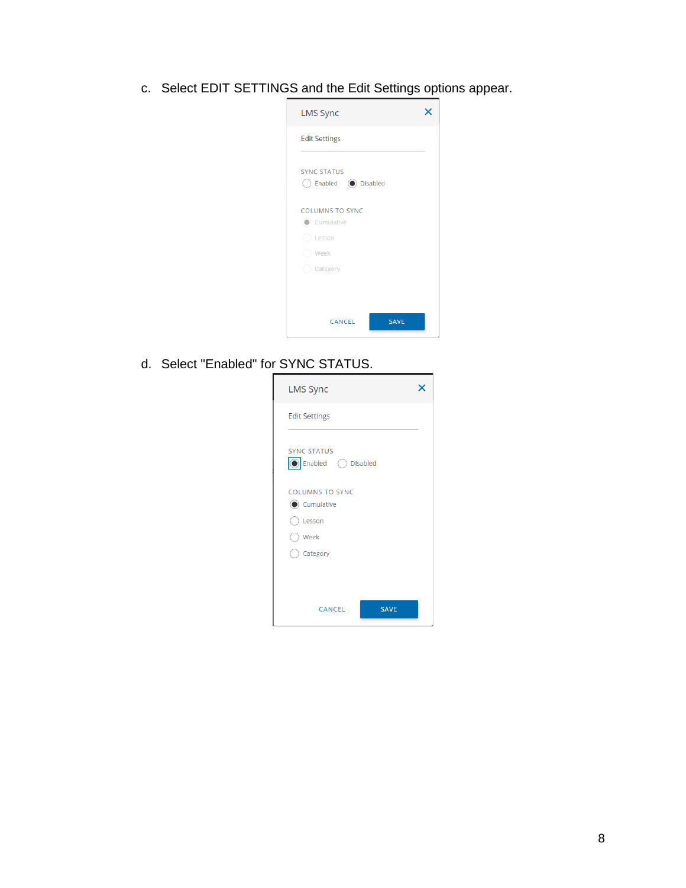c. Select EDIT SETTINGS and the Edit Settings options appear.

LMS Sync

Edit Settings

SYNC STATUS

Enabled Disabled

COLUMNS TO SYNC

Cumulative

Lesson

Week

Category

CANCEL SAVE

d. Select "Enabled" for SYNC STATUS.

LMS Sync

Edit Settings

SYNC STATUS

Enabled Disabled

COLUMNS TO SYNC

Cumulative

Lesson

Week

Category

CANCEL SAVE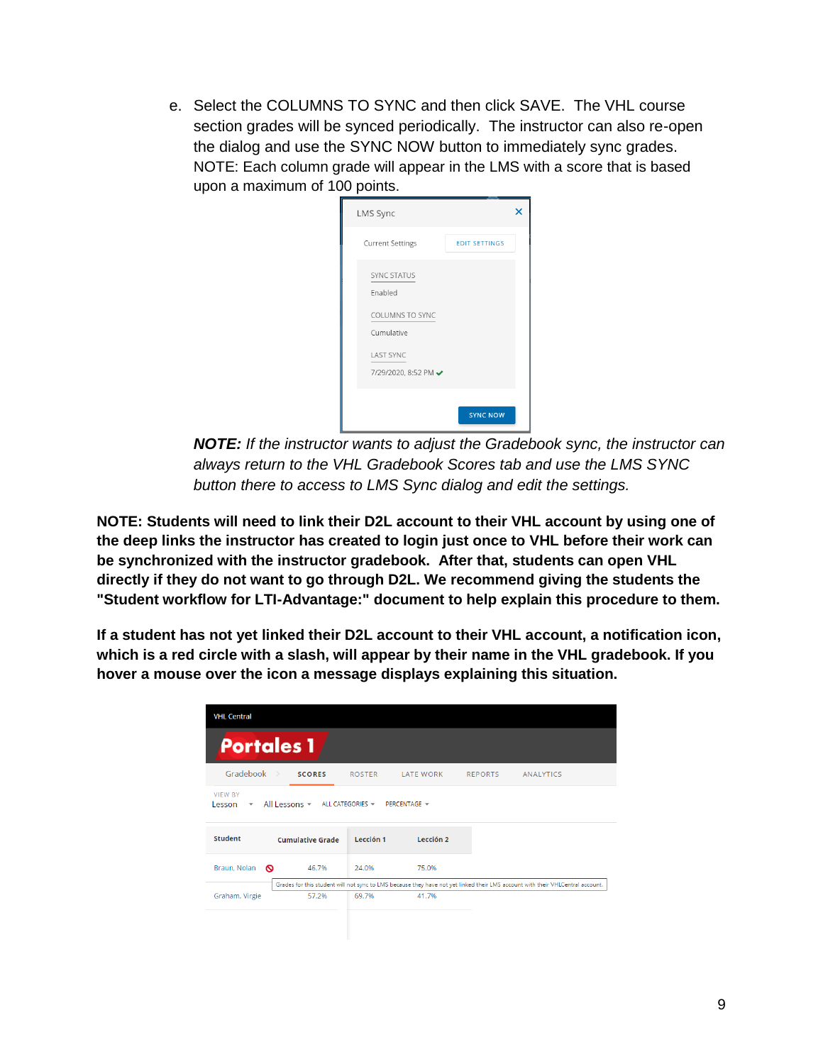e. Select the COLUMNS TO SYNC and then click SAVE. The VHL course section grades will be synced periodically. The instructor can also re-open the dialog and use the SYNC NOW button to immediately sync grades. NOTE: Each column grade will appear in the LMS with a score that is based upon a maximum of 100 points.

LMS Sync

Current Settings EDIT SETTINGS

SYNC STATUS
Enabled

COLUMNS TO SYNC
Cumulative

LAST SYNC
7/29/2020, 8:52 PM

SYNC NOW

***NOTE:*** *If the instructor wants to adjust the Gradebook sync, the instructor can always return to the VHL Gradebook Scores tab and use the LMS SYNC button there to access to LMS Sync dialog and edit the settings.*

**NOTE: Students will need to link their D2L account to their VHL account by using one of the deep links the instructor has created to login just once to VHL before their work can be synchronized with the instructor gradebook. After that, students can open VHL directly if they do not want to go through D2L. We recommend giving the students the "Student workflow for LTI-Advantage:" document to help explain this procedure to them.**

**If a student has not yet linked their D2L account to their VHL account, a notification icon, which is a red circle with a slash, will appear by their name in the VHL gradebook. If you hover a mouse over the icon a message displays explaining this situation.**

VHL Central

Portales 1

Gradebook > SCORES ROSTER LATE WORK REPORTS ANALYTICS

VIEW BY
Lesson All Lessons ALL CATEGORIES PERCENTAGE

| Student | Cumulative Grade | Lección 1 | Lección 2 |
|---|---|---|---|
| Braun, Nolan | 46.7% | 24.0% | 75.0% |
| Graham, Virgie | 57.2% | 69.7% | 41.7% |

Grades for this student will not sync to LMS because they have not yet linked their LMS account with their VHLCentral account.